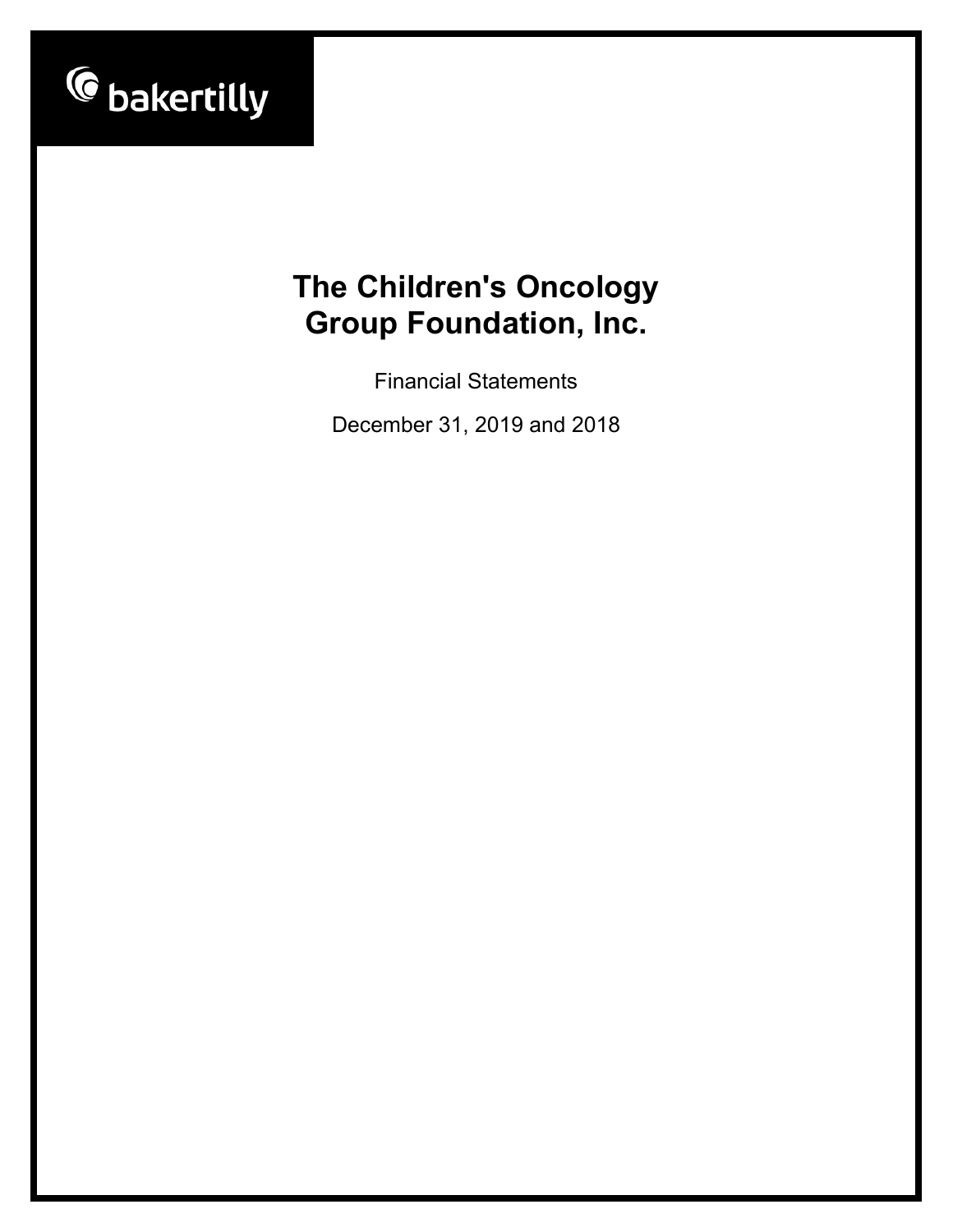bakertilly

# The Children's Oncology Group Foundation, Inc.

Financial Statements

December 31, 2019 and 2018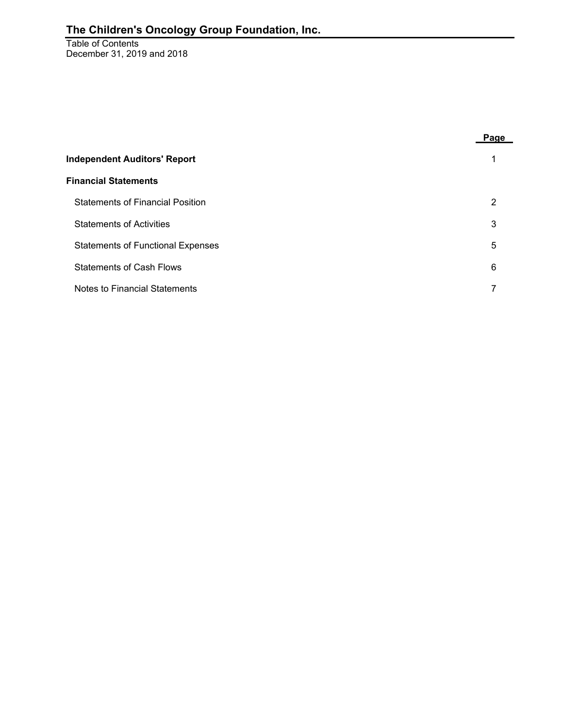# The Children's Oncology Group Foundation, Inc.

Table of Contents
December 31, 2019 and 2018

| | Page |
|---|---|
| **Independent Auditors' Report** | 1 |
| **Financial Statements** | |
| Statements of Financial Position | 2 |
| Statements of Activities | 3 |
| Statements of Functional Expenses | 5 |
| Statements of Cash Flows | 6 |
| Notes to Financial Statements | 7 |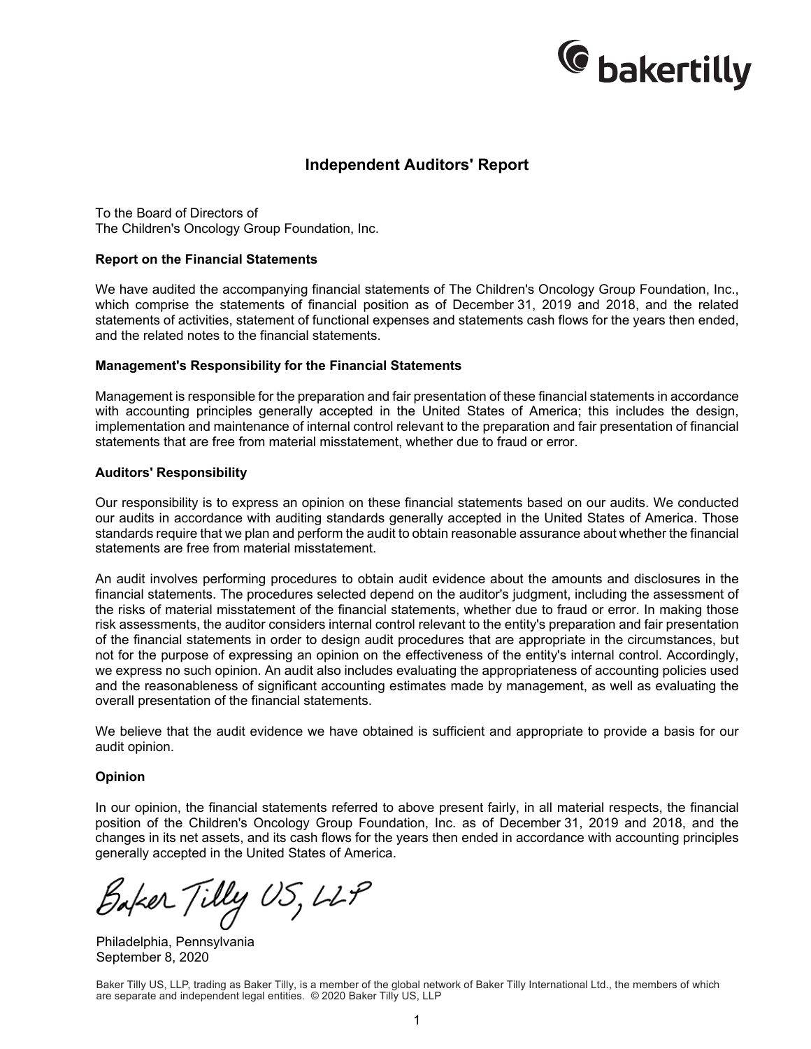# Independent Auditors' Report

To the Board of Directors of
The Children's Oncology Group Foundation, Inc.

### Report on the Financial Statements

We have audited the accompanying financial statements of The Children's Oncology Group Foundation, Inc., which comprise the statements of financial position as of December 31, 2019 and 2018, and the related statements of activities, statement of functional expenses and statements cash flows for the years then ended, and the related notes to the financial statements.

### Management's Responsibility for the Financial Statements

Management is responsible for the preparation and fair presentation of these financial statements in accordance with accounting principles generally accepted in the United States of America; this includes the design, implementation and maintenance of internal control relevant to the preparation and fair presentation of financial statements that are free from material misstatement, whether due to fraud or error.

### Auditors' Responsibility

Our responsibility is to express an opinion on these financial statements based on our audits. We conducted our audits in accordance with auditing standards generally accepted in the United States of America. Those standards require that we plan and perform the audit to obtain reasonable assurance about whether the financial statements are free from material misstatement.

An audit involves performing procedures to obtain audit evidence about the amounts and disclosures in the financial statements. The procedures selected depend on the auditor's judgment, including the assessment of the risks of material misstatement of the financial statements, whether due to fraud or error. In making those risk assessments, the auditor considers internal control relevant to the entity's preparation and fair presentation of the financial statements in order to design audit procedures that are appropriate in the circumstances, but not for the purpose of expressing an opinion on the effectiveness of the entity's internal control. Accordingly, we express no such opinion. An audit also includes evaluating the appropriateness of accounting policies used and the reasonableness of significant accounting estimates made by management, as well as evaluating the overall presentation of the financial statements.

We believe that the audit evidence we have obtained is sufficient and appropriate to provide a basis for our audit opinion.

### Opinion

In our opinion, the financial statements referred to above present fairly, in all material respects, the financial position of the Children's Oncology Group Foundation, Inc. as of December 31, 2019 and 2018, and the changes in its net assets, and its cash flows for the years then ended in accordance with accounting principles generally accepted in the United States of America.

Baker Tilly US, LLP

Philadelphia, Pennsylvania
September 8, 2020

Baker Tilly US, LLP, trading as Baker Tilly, is a member of the global network of Baker Tilly International Ltd., the members of which are separate and independent legal entities. © 2020 Baker Tilly US, LLP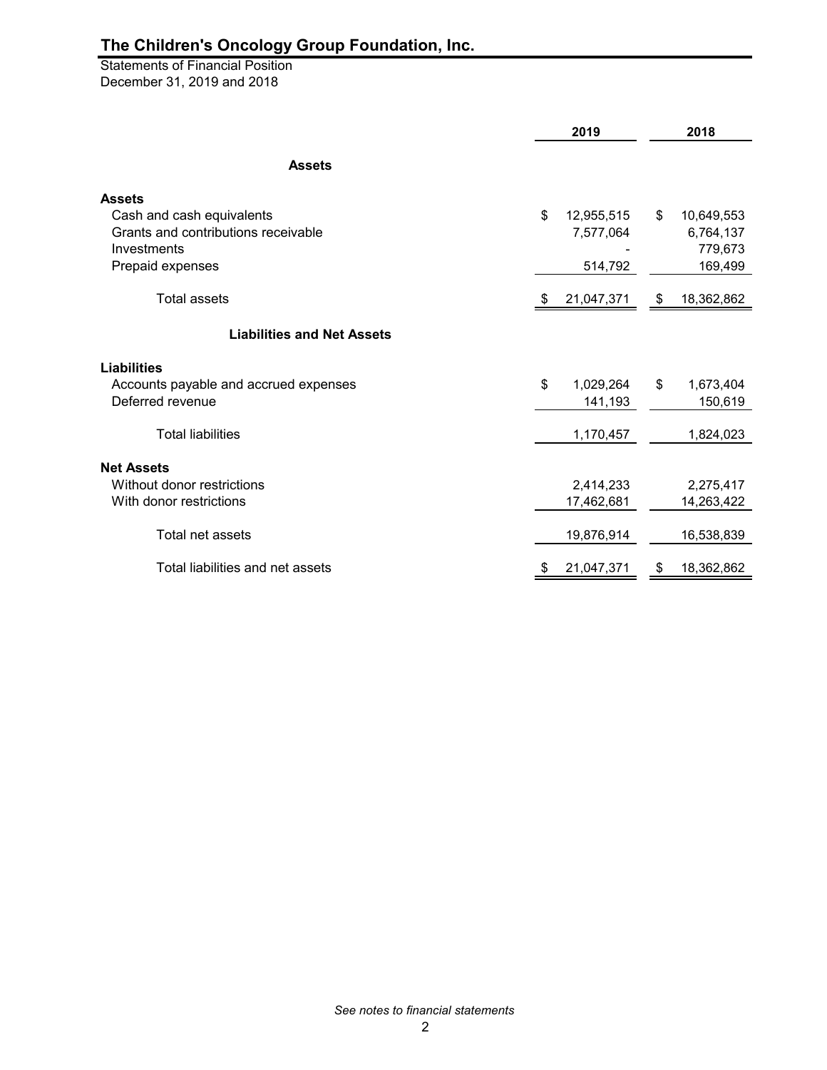# The Children's Oncology Group Foundation, Inc.

Statements of Financial Position
December 31, 2019 and 2018

| | 2019 | 2018 |
|---|---|---|
| **Assets** | | |
| **Assets** | | |
| Cash and cash equivalents | $ 12,955,515 | $ 10,649,553 |
| Grants and contributions receivable | 7,577,064 | 6,764,137 |
| Investments | - | 779,673 |
| Prepaid expenses | 514,792 | 169,499 |
| Total assets | $ 21,047,371 | $ 18,362,862 |
| **Liabilities and Net Assets** | | |
| **Liabilities** | | |
| Accounts payable and accrued expenses | $ 1,029,264 | $ 1,673,404 |
| Deferred revenue | 141,193 | 150,619 |
| Total liabilities | 1,170,457 | 1,824,023 |
| **Net Assets** | | |
| Without donor restrictions | 2,414,233 | 2,275,417 |
| With donor restrictions | 17,462,681 | 14,263,422 |
| Total net assets | 19,876,914 | 16,538,839 |
| Total liabilities and net assets | $ 21,047,371 | $ 18,362,862 |

*See notes to financial statements*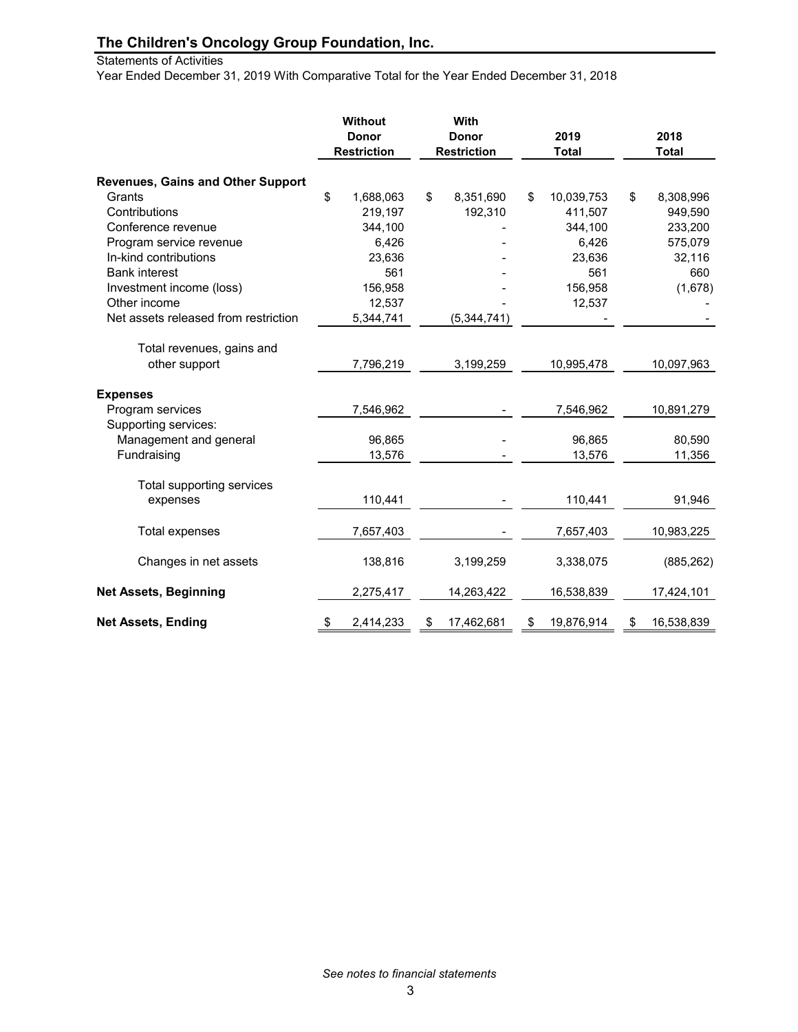# The Children's Oncology Group Foundation, Inc.

Statements of Activities

Year Ended December 31, 2019 With Comparative Total for the Year Ended December 31, 2018

| | Without Donor Restriction | With Donor Restriction | 2019 Total | 2018 Total |
|---|---|---|---|---|
| **Revenues, Gains and Other Support** | | | | |
| Grants | $ 1,688,063 | $ 8,351,690 | $ 10,039,753 | $ 8,308,996 |
| Contributions | 219,197 | 192,310 | 411,507 | 949,590 |
| Conference revenue | 344,100 | - | 344,100 | 233,200 |
| Program service revenue | 6,426 | - | 6,426 | 575,079 |
| In-kind contributions | 23,636 | - | 23,636 | 32,116 |
| Bank interest | 561 | - | 561 | 660 |
| Investment income (loss) | 156,958 | - | 156,958 | (1,678) |
| Other income | 12,537 | - | 12,537 | - |
| Net assets released from restriction | 5,344,741 | (5,344,741) | - | - |
| Total revenues, gains and other support | 7,796,219 | 3,199,259 | 10,995,478 | 10,097,963 |
| **Expenses** | | | | |
| Program services | 7,546,962 | - | 7,546,962 | 10,891,279 |
| Supporting services: | | | | |
| Management and general | 96,865 | - | 96,865 | 80,590 |
| Fundraising | 13,576 | - | 13,576 | 11,356 |
| Total supporting services expenses | 110,441 | - | 110,441 | 91,946 |
| Total expenses | 7,657,403 | - | 7,657,403 | 10,983,225 |
| Changes in net assets | 138,816 | 3,199,259 | 3,338,075 | (885,262) |
| **Net Assets, Beginning** | 2,275,417 | 14,263,422 | 16,538,839 | 17,424,101 |
| **Net Assets, Ending** | $ 2,414,233 | $ 17,462,681 | $ 19,876,914 | $ 16,538,839 |

*See notes to financial statements*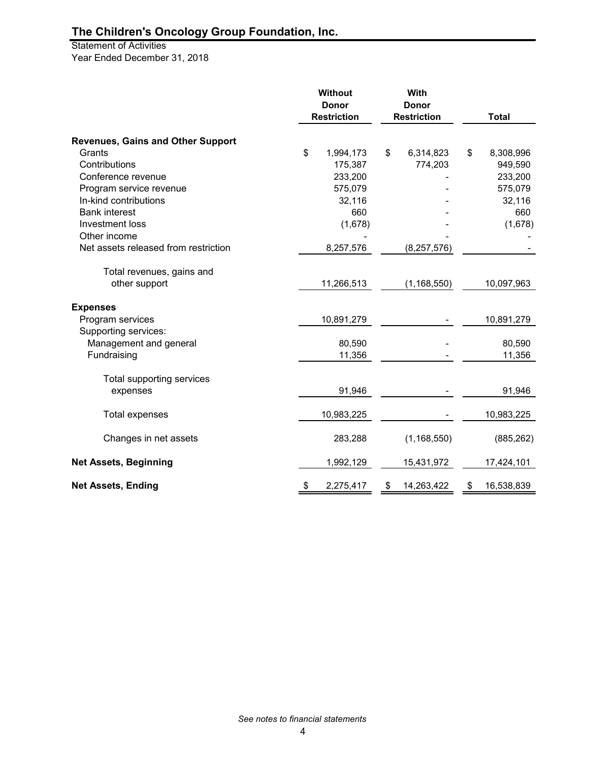# The Children's Oncology Group Foundation, Inc.

Statement of Activities
Year Ended December 31, 2018

| | Without Donor Restriction | With Donor Restriction | Total |
|---|---|---|---|
| **Revenues, Gains and Other Support** | | | |
| Grants | $ 1,994,173 | $ 6,314,823 | $ 8,308,996 |
| Contributions | 175,387 | 774,203 | 949,590 |
| Conference revenue | 233,200 | - | 233,200 |
| Program service revenue | 575,079 | - | 575,079 |
| In-kind contributions | 32,116 | - | 32,116 |
| Bank interest | 660 | - | 660 |
| Investment loss | (1,678) | - | (1,678) |
| Other income | - | - | - |
| Net assets released from restriction | 8,257,576 | (8,257,576) | - |
| Total revenues, gains and other support | 11,266,513 | (1,168,550) | 10,097,963 |
| **Expenses** | | | |
| Program services | 10,891,279 | - | 10,891,279 |
| Supporting services: | | | |
| Management and general | 80,590 | - | 80,590 |
| Fundraising | 11,356 | - | 11,356 |
| Total supporting services expenses | 91,946 | - | 91,946 |
| Total expenses | 10,983,225 | - | 10,983,225 |
| Changes in net assets | 283,288 | (1,168,550) | (885,262) |
| **Net Assets, Beginning** | 1,992,129 | 15,431,972 | 17,424,101 |
| **Net Assets, Ending** | $ 2,275,417 | $ 14,263,422 | $ 16,538,839 |

*See notes to financial statements*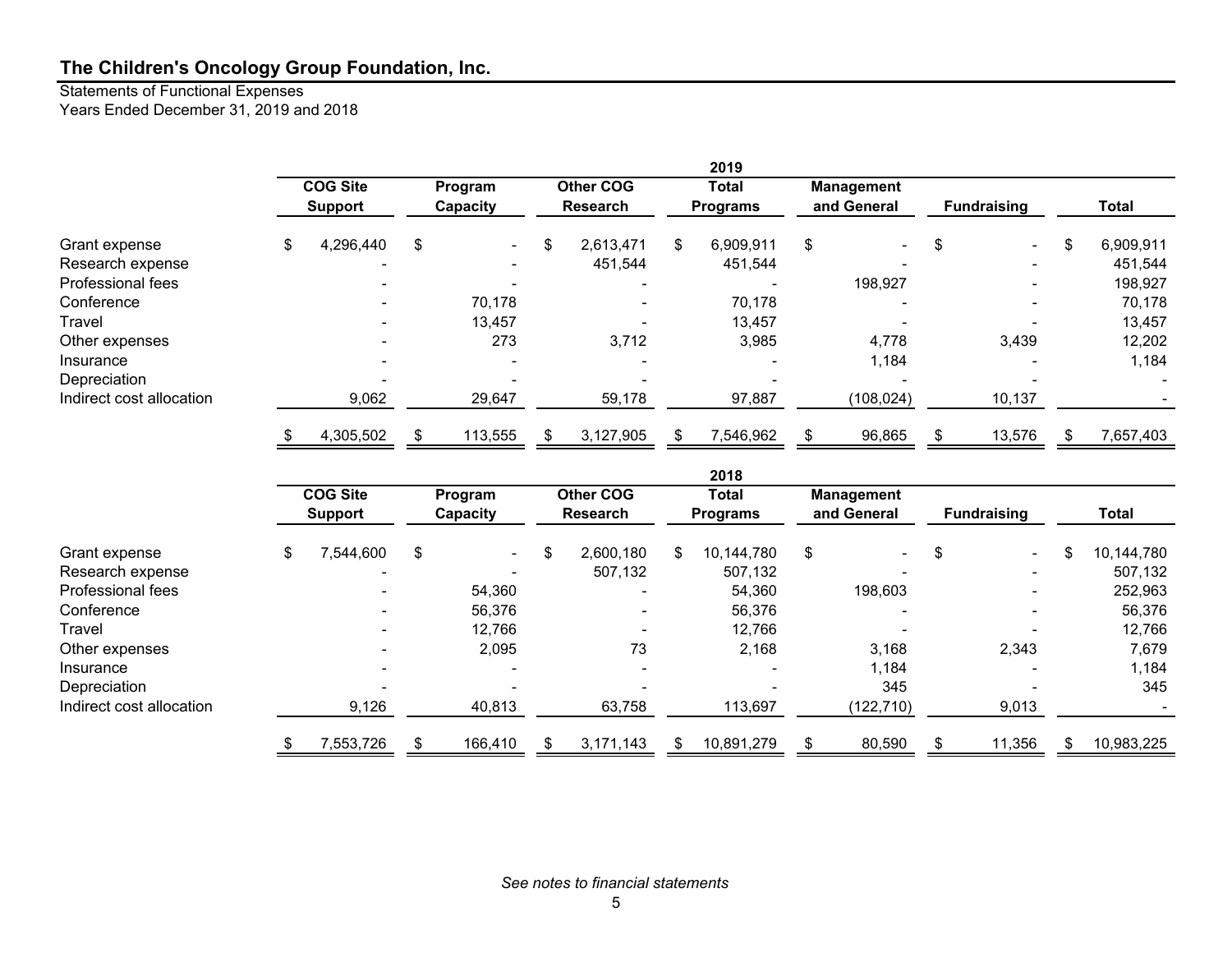# The Children's Oncology Group Foundation, Inc.

Statements of Functional Expenses
Years Ended December 31, 2019 and 2018

| | 2019 | | | | | | |
|---|---|---|---|---|---|---|---|
| | COG Site Support | Program Capacity | Other COG Research | Total Programs | Management and General | Fundraising | Total |
| Grant expense | $ 4,296,440 | $ - | $ 2,613,471 | $ 6,909,911 | $ - | $ - | $ 6,909,911 |
| Research expense | - | - | 451,544 | 451,544 | - | - | 451,544 |
| Professional fees | - | - | - | - | 198,927 | - | 198,927 |
| Conference | - | 70,178 | - | 70,178 | - | - | 70,178 |
| Travel | - | 13,457 | - | 13,457 | - | - | 13,457 |
| Other expenses | - | 273 | 3,712 | 3,985 | 4,778 | 3,439 | 12,202 |
| Insurance | - | - | - | - | 1,184 | - | 1,184 |
| Depreciation | - | - | - | - | - | - | - |
| Indirect cost allocation | 9,062 | 29,647 | 59,178 | 97,887 | (108,024) | 10,137 | - |
| | $ 4,305,502 | $ 113,555 | $ 3,127,905 | $ 7,546,962 | $ 96,865 | $ 13,576 | $ 7,657,403 |

| | 2018 | | | | | | |
|---|---|---|---|---|---|---|---|
| | COG Site Support | Program Capacity | Other COG Research | Total Programs | Management and General | Fundraising | Total |
| Grant expense | $ 7,544,600 | $ - | $ 2,600,180 | $ 10,144,780 | $ - | $ - | $ 10,144,780 |
| Research expense | - | - | 507,132 | 507,132 | - | - | 507,132 |
| Professional fees | - | 54,360 | - | 54,360 | 198,603 | - | 252,963 |
| Conference | - | 56,376 | - | 56,376 | - | - | 56,376 |
| Travel | - | 12,766 | - | 12,766 | - | - | 12,766 |
| Other expenses | - | 2,095 | 73 | 2,168 | 3,168 | 2,343 | 7,679 |
| Insurance | - | - | - | - | 1,184 | - | 1,184 |
| Depreciation | - | - | - | - | 345 | - | 345 |
| Indirect cost allocation | 9,126 | 40,813 | 63,758 | 113,697 | (122,710) | 9,013 | - |
| | $ 7,553,726 | $ 166,410 | $ 3,171,143 | $ 10,891,279 | $ 80,590 | $ 11,356 | $ 10,983,225 |

*See notes to financial statements*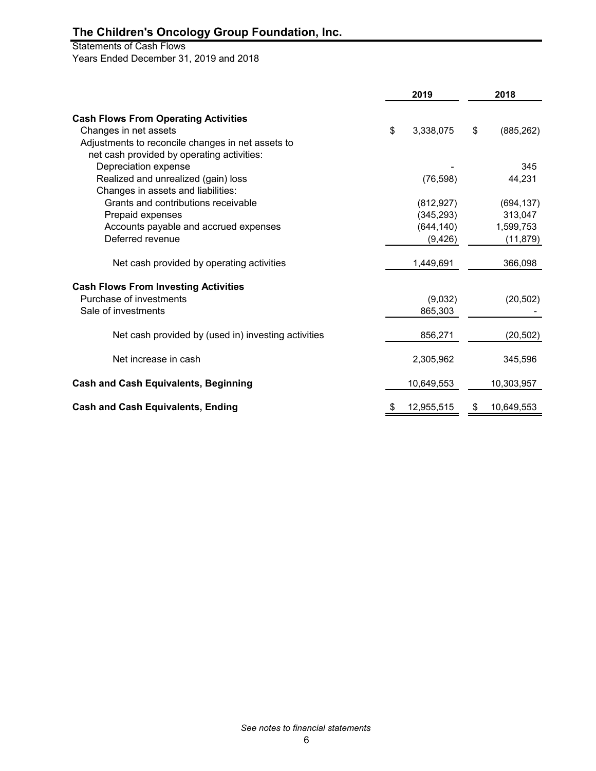# The Children's Oncology Group Foundation, Inc.

Statements of Cash Flows
Years Ended December 31, 2019 and 2018

| | 2019 | 2018 |
|---|---|---|
| **Cash Flows From Operating Activities** | | |
| Changes in net assets | $ 3,338,075 | $ (885,262) |
| Adjustments to reconcile changes in net assets to net cash provided by operating activities: | | |
| Depreciation expense | - | 345 |
| Realized and unrealized (gain) loss | (76,598) | 44,231 |
| Changes in assets and liabilities: | | |
| Grants and contributions receivable | (812,927) | (694,137) |
| Prepaid expenses | (345,293) | 313,047 |
| Accounts payable and accrued expenses | (644,140) | 1,599,753 |
| Deferred revenue | (9,426) | (11,879) |
| Net cash provided by operating activities | 1,449,691 | 366,098 |
| **Cash Flows From Investing Activities** | | |
| Purchase of investments | (9,032) | (20,502) |
| Sale of investments | 865,303 | - |
| Net cash provided by (used in) investing activities | 856,271 | (20,502) |
| Net increase in cash | 2,305,962 | 345,596 |
| **Cash and Cash Equivalents, Beginning** | 10,649,553 | 10,303,957 |
| **Cash and Cash Equivalents, Ending** | $ 12,955,515 | $ 10,649,553 |

*See notes to financial statements*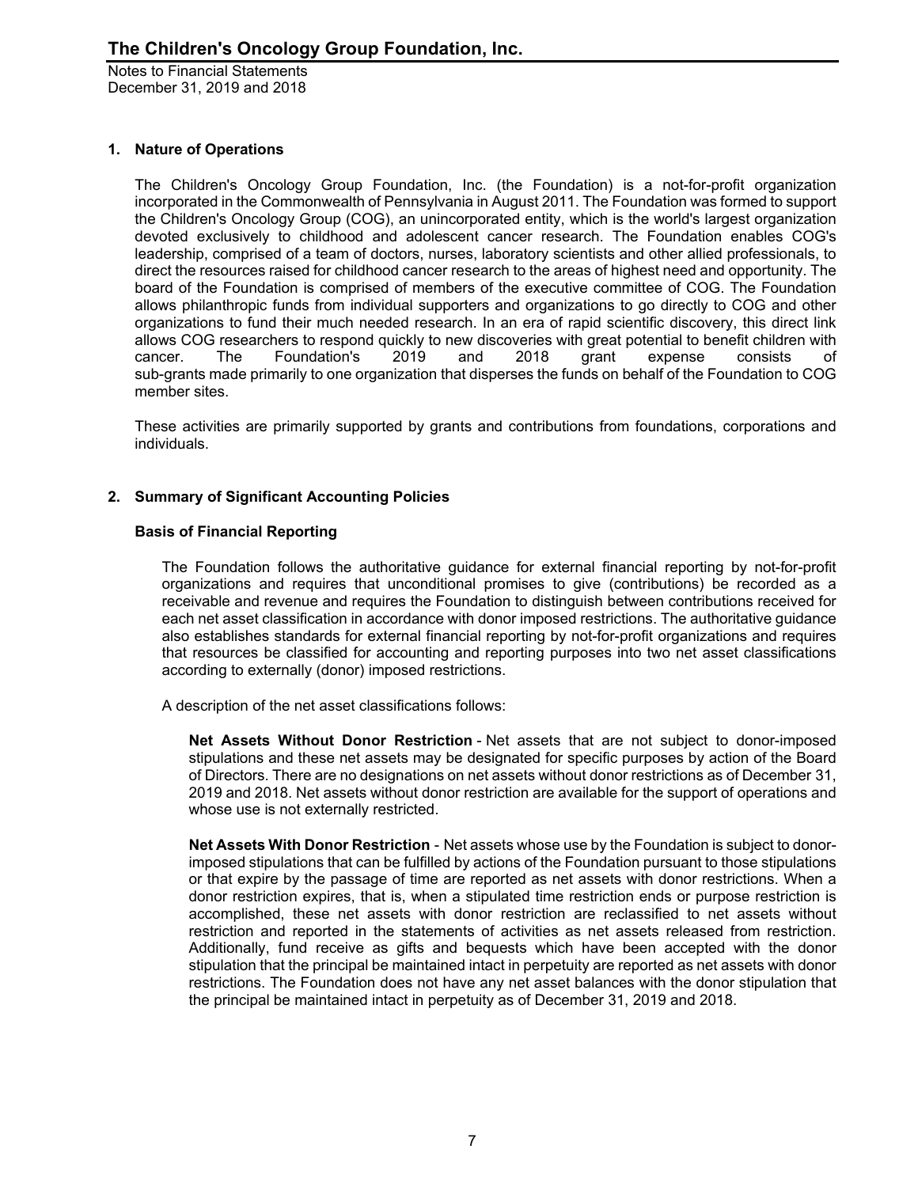## 1. Nature of Operations

The Children's Oncology Group Foundation, Inc. (the Foundation) is a not-for-profit organization incorporated in the Commonwealth of Pennsylvania in August 2011. The Foundation was formed to support the Children's Oncology Group (COG), an unincorporated entity, which is the world's largest organization devoted exclusively to childhood and adolescent cancer research. The Foundation enables COG's leadership, comprised of a team of doctors, nurses, laboratory scientists and other allied professionals, to direct the resources raised for childhood cancer research to the areas of highest need and opportunity. The board of the Foundation is comprised of members of the executive committee of COG. The Foundation allows philanthropic funds from individual supporters and organizations to go directly to COG and other organizations to fund their much needed research. In an era of rapid scientific discovery, this direct link allows COG researchers to respond quickly to new discoveries with great potential to benefit children with cancer. The Foundation's 2019 and 2018 grant expense consists of sub-grants made primarily to one organization that disperses the funds on behalf of the Foundation to COG member sites.

These activities are primarily supported by grants and contributions from foundations, corporations and individuals.

## 2. Summary of Significant Accounting Policies

### Basis of Financial Reporting

The Foundation follows the authoritative guidance for external financial reporting by not-for-profit organizations and requires that unconditional promises to give (contributions) be recorded as a receivable and revenue and requires the Foundation to distinguish between contributions received for each net asset classification in accordance with donor imposed restrictions. The authoritative guidance also establishes standards for external financial reporting by not-for-profit organizations and requires that resources be classified for accounting and reporting purposes into two net asset classifications according to externally (donor) imposed restrictions.

A description of the net asset classifications follows:

**Net Assets Without Donor Restriction** - Net assets that are not subject to donor-imposed stipulations and these net assets may be designated for specific purposes by action of the Board of Directors. There are no designations on net assets without donor restrictions as of December 31, 2019 and 2018. Net assets without donor restriction are available for the support of operations and whose use is not externally restricted.

**Net Assets With Donor Restriction** - Net assets whose use by the Foundation is subject to donor-imposed stipulations that can be fulfilled by actions of the Foundation pursuant to those stipulations or that expire by the passage of time are reported as net assets with donor restrictions. When a donor restriction expires, that is, when a stipulated time restriction ends or purpose restriction is accomplished, these net assets with donor restriction are reclassified to net assets without restriction and reported in the statements of activities as net assets released from restriction. Additionally, fund receive as gifts and bequests which have been accepted with the donor stipulation that the principal be maintained intact in perpetuity are reported as net assets with donor restrictions. The Foundation does not have any net asset balances with the donor stipulation that the principal be maintained intact in perpetuity as of December 31, 2019 and 2018.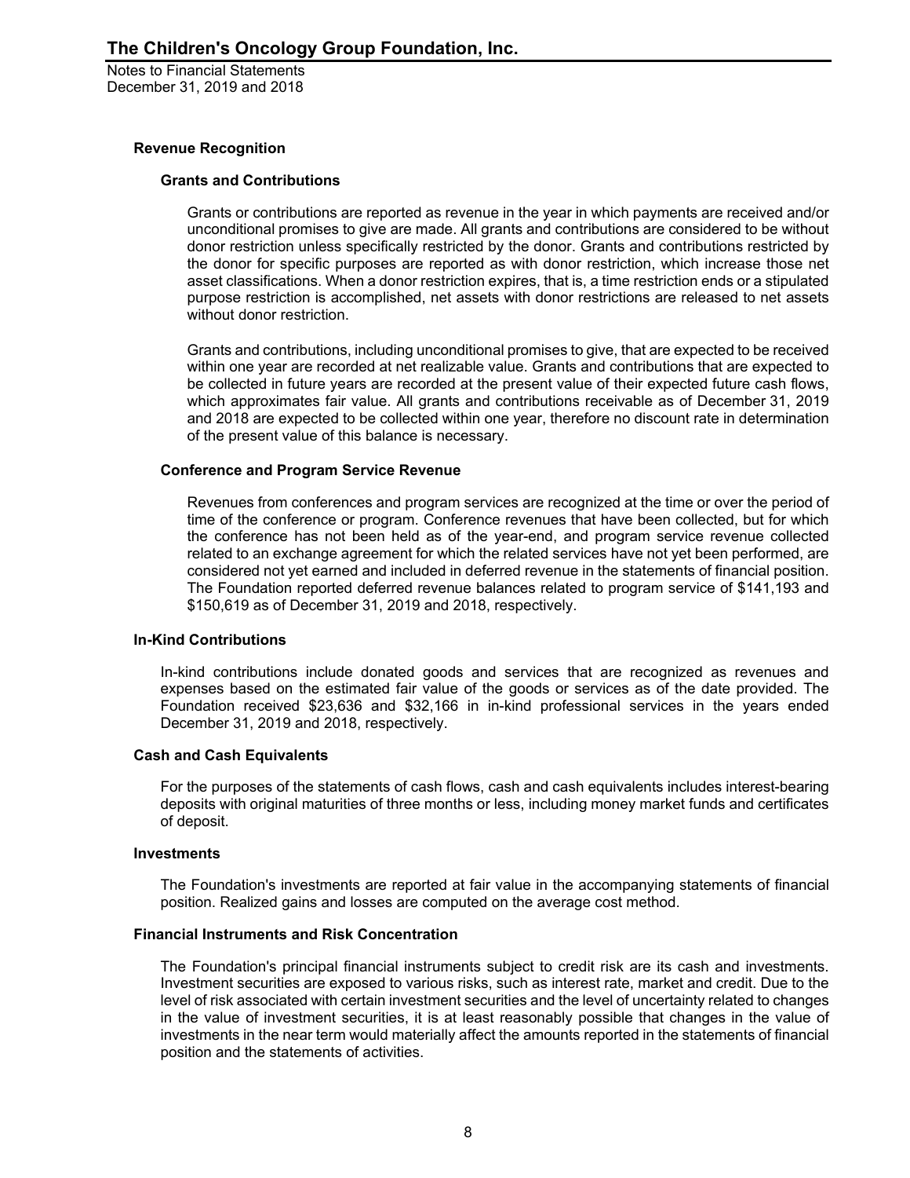### Revenue Recognition

#### Grants and Contributions

Grants or contributions are reported as revenue in the year in which payments are received and/or unconditional promises to give are made. All grants and contributions are considered to be without donor restriction unless specifically restricted by the donor. Grants and contributions restricted by the donor for specific purposes are reported as with donor restriction, which increase those net asset classifications. When a donor restriction expires, that is, a time restriction ends or a stipulated purpose restriction is accomplished, net assets with donor restrictions are released to net assets without donor restriction.

Grants and contributions, including unconditional promises to give, that are expected to be received within one year are recorded at net realizable value. Grants and contributions that are expected to be collected in future years are recorded at the present value of their expected future cash flows, which approximates fair value. All grants and contributions receivable as of December 31, 2019 and 2018 are expected to be collected within one year, therefore no discount rate in determination of the present value of this balance is necessary.

#### Conference and Program Service Revenue

Revenues from conferences and program services are recognized at the time or over the period of time of the conference or program. Conference revenues that have been collected, but for which the conference has not been held as of the year-end, and program service revenue collected related to an exchange agreement for which the related services have not yet been performed, are considered not yet earned and included in deferred revenue in the statements of financial position. The Foundation reported deferred revenue balances related to program service of $141,193 and $150,619 as of December 31, 2019 and 2018, respectively.

### In-Kind Contributions

In-kind contributions include donated goods and services that are recognized as revenues and expenses based on the estimated fair value of the goods or services as of the date provided. The Foundation received $23,636 and $32,166 in in-kind professional services in the years ended December 31, 2019 and 2018, respectively.

### Cash and Cash Equivalents

For the purposes of the statements of cash flows, cash and cash equivalents includes interest-bearing deposits with original maturities of three months or less, including money market funds and certificates of deposit.

### Investments

The Foundation's investments are reported at fair value in the accompanying statements of financial position. Realized gains and losses are computed on the average cost method.

### Financial Instruments and Risk Concentration

The Foundation's principal financial instruments subject to credit risk are its cash and investments. Investment securities are exposed to various risks, such as interest rate, market and credit. Due to the level of risk associated with certain investment securities and the level of uncertainty related to changes in the value of investment securities, it is at least reasonably possible that changes in the value of investments in the near term would materially affect the amounts reported in the statements of financial position and the statements of activities.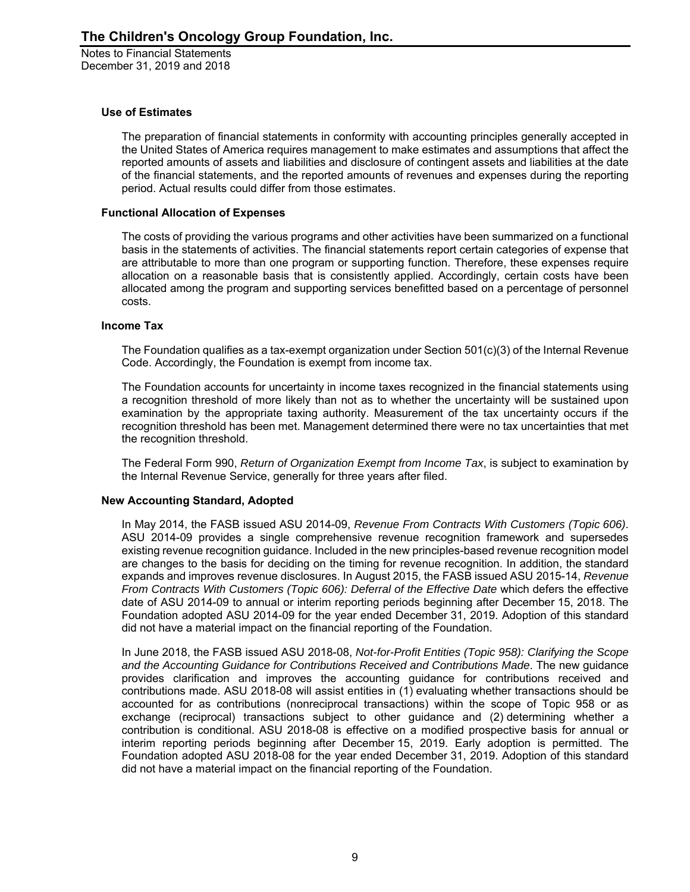### Use of Estimates

The preparation of financial statements in conformity with accounting principles generally accepted in the United States of America requires management to make estimates and assumptions that affect the reported amounts of assets and liabilities and disclosure of contingent assets and liabilities at the date of the financial statements, and the reported amounts of revenues and expenses during the reporting period. Actual results could differ from those estimates.

### Functional Allocation of Expenses

The costs of providing the various programs and other activities have been summarized on a functional basis in the statements of activities. The financial statements report certain categories of expense that are attributable to more than one program or supporting function. Therefore, these expenses require allocation on a reasonable basis that is consistently applied. Accordingly, certain costs have been allocated among the program and supporting services benefitted based on a percentage of personnel costs.

### Income Tax

The Foundation qualifies as a tax-exempt organization under Section 501(c)(3) of the Internal Revenue Code. Accordingly, the Foundation is exempt from income tax.

The Foundation accounts for uncertainty in income taxes recognized in the financial statements using a recognition threshold of more likely than not as to whether the uncertainty will be sustained upon examination by the appropriate taxing authority. Measurement of the tax uncertainty occurs if the recognition threshold has been met. Management determined there were no tax uncertainties that met the recognition threshold.

The Federal Form 990, *Return of Organization Exempt from Income Tax*, is subject to examination by the Internal Revenue Service, generally for three years after filed.

### New Accounting Standard, Adopted

In May 2014, the FASB issued ASU 2014-09, *Revenue From Contracts With Customers (Topic 606)*. ASU 2014-09 provides a single comprehensive revenue recognition framework and supersedes existing revenue recognition guidance. Included in the new principles-based revenue recognition model are changes to the basis for deciding on the timing for revenue recognition. In addition, the standard expands and improves revenue disclosures. In August 2015, the FASB issued ASU 2015-14, *Revenue From Contracts With Customers (Topic 606): Deferral of the Effective Date* which defers the effective date of ASU 2014-09 to annual or interim reporting periods beginning after December 15, 2018. The Foundation adopted ASU 2014-09 for the year ended December 31, 2019. Adoption of this standard did not have a material impact on the financial reporting of the Foundation.

In June 2018, the FASB issued ASU 2018-08, *Not-for-Profit Entities (Topic 958): Clarifying the Scope and the Accounting Guidance for Contributions Received and Contributions Made*. The new guidance provides clarification and improves the accounting guidance for contributions received and contributions made. ASU 2018-08 will assist entities in (1) evaluating whether transactions should be accounted for as contributions (nonreciprocal transactions) within the scope of Topic 958 or as exchange (reciprocal) transactions subject to other guidance and (2) determining whether a contribution is conditional. ASU 2018-08 is effective on a modified prospective basis for annual or interim reporting periods beginning after December 15, 2019. Early adoption is permitted. The Foundation adopted ASU 2018-08 for the year ended December 31, 2019. Adoption of this standard did not have a material impact on the financial reporting of the Foundation.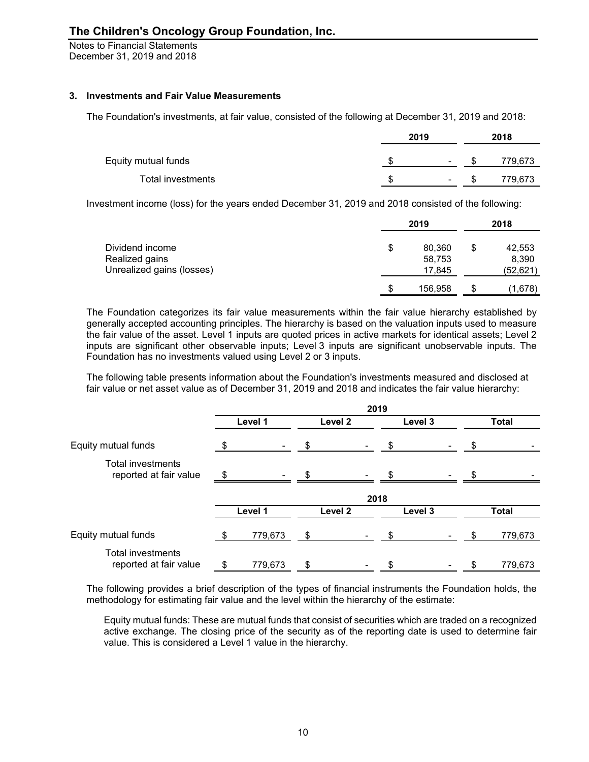## 3. Investments and Fair Value Measurements

The Foundation's investments, at fair value, consisted of the following at December 31, 2019 and 2018:

| | 2019 | 2018 |
|---|---|---|
| Equity mutual funds | $ - | $ 779,673 |
| Total investments | $ - | $ 779,673 |

Investment income (loss) for the years ended December 31, 2019 and 2018 consisted of the following:

| | 2019 | 2018 |
|---|---|---|
| Dividend income | $ 80,360 | $ 42,553 |
| Realized gains | 58,753 | 8,390 |
| Unrealized gains (losses) | 17,845 | (52,621) |
| | $ 156,958 | $ (1,678) |

The Foundation categorizes its fair value measurements within the fair value hierarchy established by generally accepted accounting principles. The hierarchy is based on the valuation inputs used to measure the fair value of the asset. Level 1 inputs are quoted prices in active markets for identical assets; Level 2 inputs are significant other observable inputs; Level 3 inputs are significant unobservable inputs. The Foundation has no investments valued using Level 2 or 3 inputs.

The following table presents information about the Foundation's investments measured and disclosed at fair value or net asset value as of December 31, 2019 and 2018 and indicates the fair value hierarchy:

| | 2019 | | | |
|---|---|---|---|---|
| | Level 1 | Level 2 | Level 3 | Total |
| Equity mutual funds | $ - | $ - | $ - | $ - |
| Total investments reported at fair value | $ - | $ - | $ - | $ - |

| | 2018 | | | |
|---|---|---|---|---|
| | Level 1 | Level 2 | Level 3 | Total |
| Equity mutual funds | $ 779,673 | $ - | $ - | $ 779,673 |
| Total investments reported at fair value | $ 779,673 | $ - | $ - | $ 779,673 |

The following provides a brief description of the types of financial instruments the Foundation holds, the methodology for estimating fair value and the level within the hierarchy of the estimate:

Equity mutual funds: These are mutual funds that consist of securities which are traded on a recognized active exchange. The closing price of the security as of the reporting date is used to determine fair value. This is considered a Level 1 value in the hierarchy.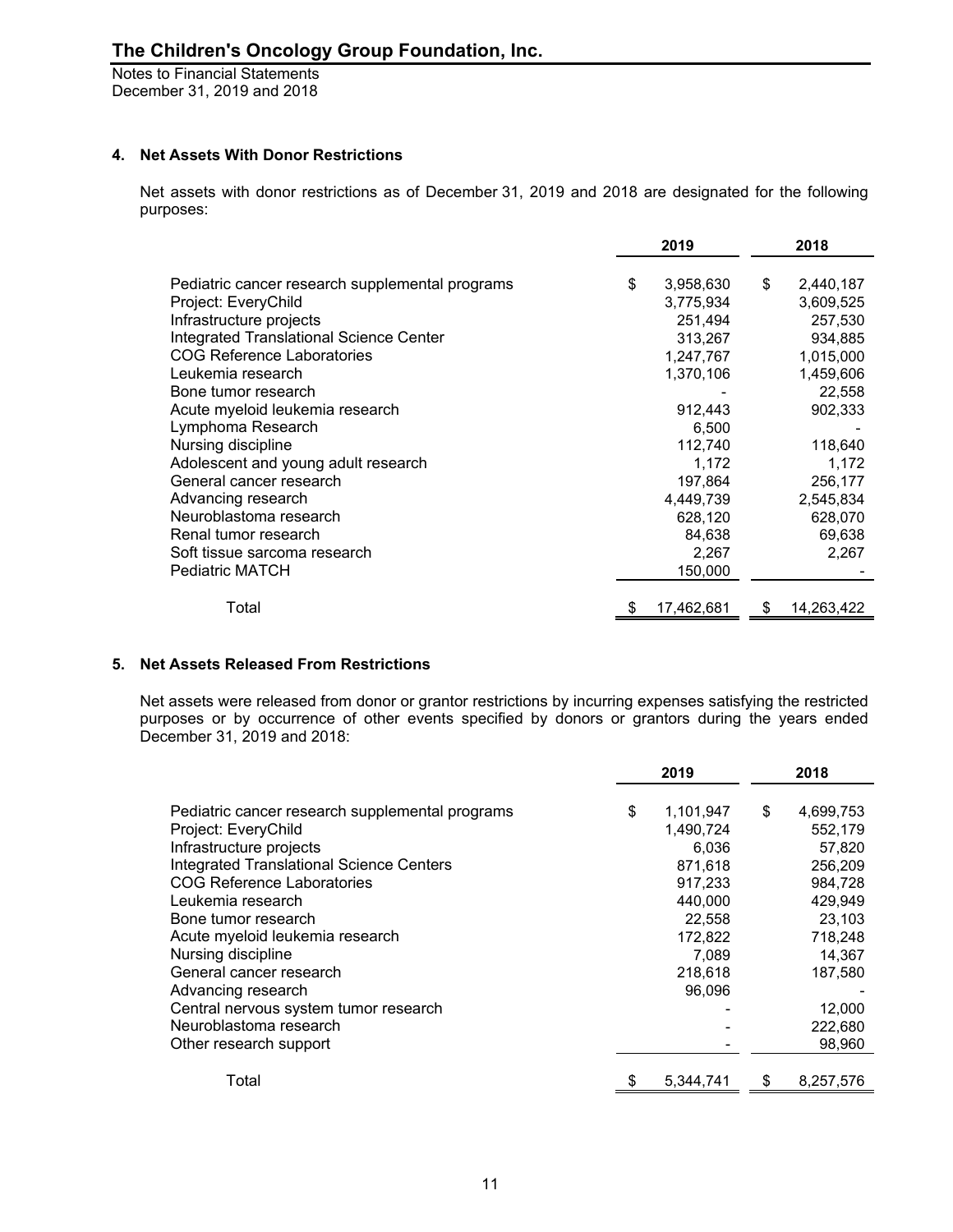## 4. Net Assets With Donor Restrictions

Net assets with donor restrictions as of December 31, 2019 and 2018 are designated for the following purposes:

| | 2019 | 2018 |
|---|---|---|
| Pediatric cancer research supplemental programs | $ 3,958,630 | $ 2,440,187 |
| Project: EveryChild | 3,775,934 | 3,609,525 |
| Infrastructure projects | 251,494 | 257,530 |
| Integrated Translational Science Center | 313,267 | 934,885 |
| COG Reference Laboratories | 1,247,767 | 1,015,000 |
| Leukemia research | 1,370,106 | 1,459,606 |
| Bone tumor research | - | 22,558 |
| Acute myeloid leukemia research | 912,443 | 902,333 |
| Lymphoma Research | 6,500 | - |
| Nursing discipline | 112,740 | 118,640 |
| Adolescent and young adult research | 1,172 | 1,172 |
| General cancer research | 197,864 | 256,177 |
| Advancing research | 4,449,739 | 2,545,834 |
| Neuroblastoma research | 628,120 | 628,070 |
| Renal tumor research | 84,638 | 69,638 |
| Soft tissue sarcoma research | 2,267 | 2,267 |
| Pediatric MATCH | 150,000 | - |
| Total | $ 17,462,681 | $ 14,263,422 |

## 5. Net Assets Released From Restrictions

Net assets were released from donor or grantor restrictions by incurring expenses satisfying the restricted purposes or by occurrence of other events specified by donors or grantors during the years ended December 31, 2019 and 2018:

| | 2019 | 2018 |
|---|---|---|
| Pediatric cancer research supplemental programs | $ 1,101,947 | $ 4,699,753 |
| Project: EveryChild | 1,490,724 | 552,179 |
| Infrastructure projects | 6,036 | 57,820 |
| Integrated Translational Science Centers | 871,618 | 256,209 |
| COG Reference Laboratories | 917,233 | 984,728 |
| Leukemia research | 440,000 | 429,949 |
| Bone tumor research | 22,558 | 23,103 |
| Acute myeloid leukemia research | 172,822 | 718,248 |
| Nursing discipline | 7,089 | 14,367 |
| General cancer research | 218,618 | 187,580 |
| Advancing research | 96,096 | - |
| Central nervous system tumor research | - | 12,000 |
| Neuroblastoma research | - | 222,680 |
| Other research support | - | 98,960 |
| Total | $ 5,344,741 | $ 8,257,576 |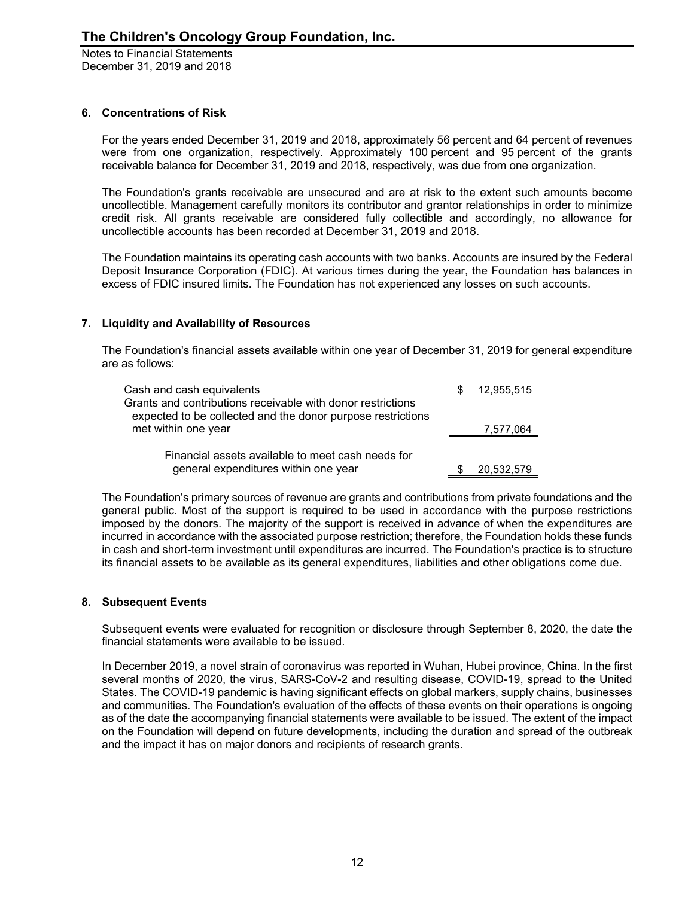## 6. Concentrations of Risk

For the years ended December 31, 2019 and 2018, approximately 56 percent and 64 percent of revenues were from one organization, respectively. Approximately 100 percent and 95 percent of the grants receivable balance for December 31, 2019 and 2018, respectively, was due from one organization.

The Foundation's grants receivable are unsecured and are at risk to the extent such amounts become uncollectible. Management carefully monitors its contributor and grantor relationships in order to minimize credit risk. All grants receivable are considered fully collectible and accordingly, no allowance for uncollectible accounts has been recorded at December 31, 2019 and 2018.

The Foundation maintains its operating cash accounts with two banks. Accounts are insured by the Federal Deposit Insurance Corporation (FDIC). At various times during the year, the Foundation has balances in excess of FDIC insured limits. The Foundation has not experienced any losses on such accounts.

## 7. Liquidity and Availability of Resources

The Foundation's financial assets available within one year of December 31, 2019 for general expenditure are as follows:

| | |
|---|---|
| Cash and cash equivalents | $ 12,955,515 |
| Grants and contributions receivable with donor restrictions expected to be collected and the donor purpose restrictions met within one year | 7,577,064 |
| Financial assets available to meet cash needs for general expenditures within one year | $ 20,532,579 |

The Foundation's primary sources of revenue are grants and contributions from private foundations and the general public. Most of the support is required to be used in accordance with the purpose restrictions imposed by the donors. The majority of the support is received in advance of when the expenditures are incurred in accordance with the associated purpose restriction; therefore, the Foundation holds these funds in cash and short-term investment until expenditures are incurred. The Foundation's practice is to structure its financial assets to be available as its general expenditures, liabilities and other obligations come due.

## 8. Subsequent Events

Subsequent events were evaluated for recognition or disclosure through September 8, 2020, the date the financial statements were available to be issued.

In December 2019, a novel strain of coronavirus was reported in Wuhan, Hubei province, China. In the first several months of 2020, the virus, SARS-CoV-2 and resulting disease, COVID-19, spread to the United States. The COVID-19 pandemic is having significant effects on global markers, supply chains, businesses and communities. The Foundation's evaluation of the effects of these events on their operations is ongoing as of the date the accompanying financial statements were available to be issued. The extent of the impact on the Foundation will depend on future developments, including the duration and spread of the outbreak and the impact it has on major donors and recipients of research grants.